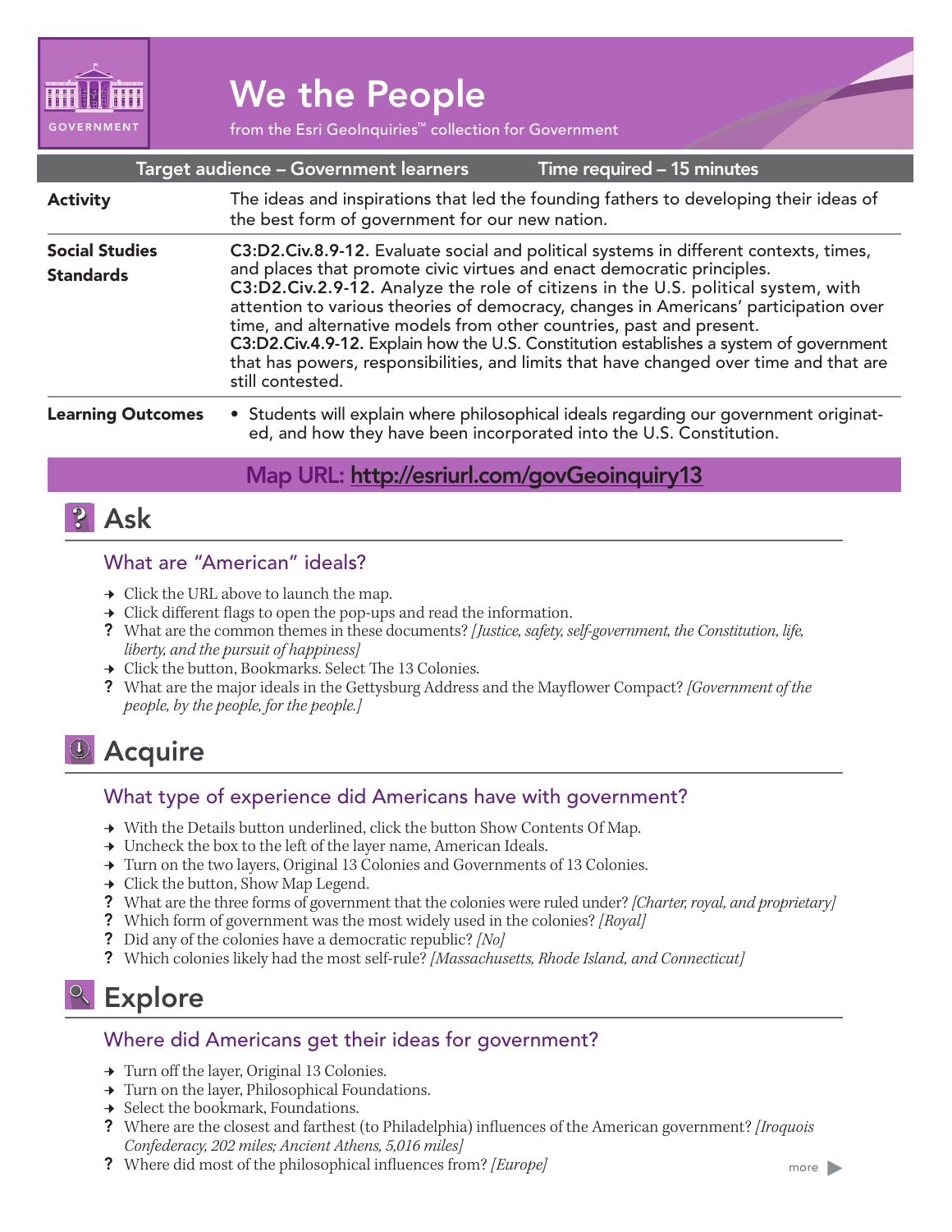GOVERNMENT

# We the People

from the Esri GeoInquiries™ collection for Government

| Target audience – Government learners | Time required – 15 minutes |
|---|---|

| | |
|---|---|
| **Activity** | The ideas and inspirations that led the founding fathers to developing their ideas of the best form of government for our new nation. |
| **Social Studies Standards** | **C3:D2.Civ.8.9-12.** Evaluate social and political systems in different contexts, times, and places that promote civic virtues and enact democratic principles. **C3:D2.Civ.2.9-12.** Analyze the role of citizens in the U.S. political system, with attention to various theories of democracy, changes in Americans' participation over time, and alternative models from other countries, past and present. **C3:D2.Civ.4.9-12.** Explain how the U.S. Constitution establishes a system of government that has powers, responsibilities, and limits that have changed over time and that are still contested. |
| **Learning Outcomes** | • Students will explain where philosophical ideals regarding our government originated, and how they have been incorporated into the U.S. Constitution. |

**Map URL: http://esriurl.com/govGeoinquiry13**

## Ask

### What are "American" ideals?

→ Click the URL above to launch the map.
→ Click different flags to open the pop-ups and read the information.
? What are the common themes in these documents? *[Justice, safety, self-government, the Constitution, life, liberty, and the pursuit of happiness]*
→ Click the button, Bookmarks. Select The 13 Colonies.
? What are the major ideals in the Gettysburg Address and the Mayflower Compact? *[Government of the people, by the people, for the people.]*

## Acquire

### What type of experience did Americans have with government?

→ With the Details button underlined, click the button Show Contents Of Map.
→ Uncheck the box to the left of the layer name, American Ideals.
→ Turn on the two layers, Original 13 Colonies and Governments of 13 Colonies.
→ Click the button, Show Map Legend.
? What are the three forms of government that the colonies were ruled under? *[Charter, royal, and proprietary]*
? Which form of government was the most widely used in the colonies? *[Royal]*
? Did any of the colonies have a democratic republic? *[No]*
? Which colonies likely had the most self-rule? *[Massachusetts, Rhode Island, and Connecticut]*

## Explore

### Where did Americans get their ideas for government?

→ Turn off the layer, Original 13 Colonies.
→ Turn on the layer, Philosophical Foundations.
→ Select the bookmark, Foundations.
? Where are the closest and farthest (to Philadelphia) influences of the American government? *[Iroquois Confederacy, 202 miles; Ancient Athens, 5,016 miles]*
? Where did most of the philosophical influences from? *[Europe]*

more ▶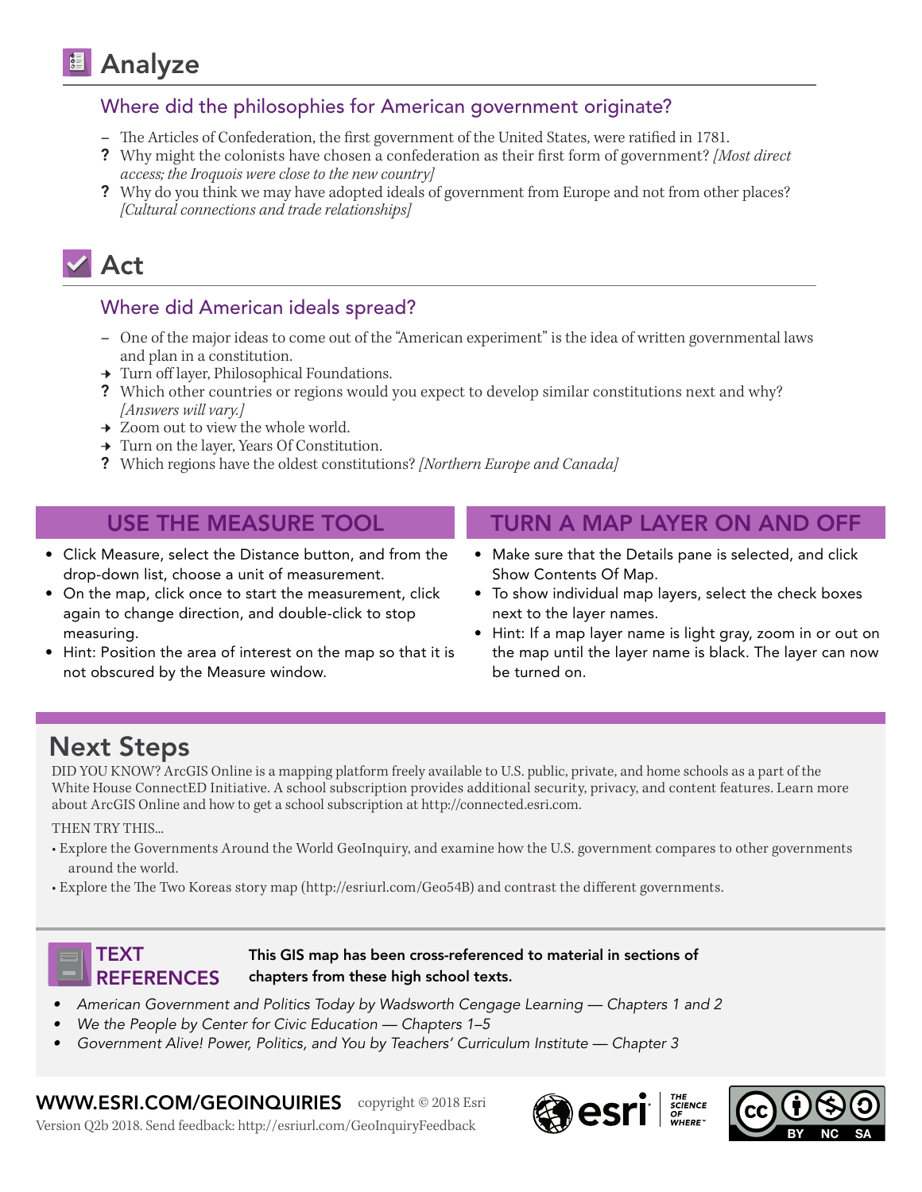## Analyze

### Where did the philosophies for American government originate?

– The Articles of Confederation, the first government of the United States, were ratified in 1781.

**?** Why might the colonists have chosen a confederation as their first form of government? *[Most direct access; the Iroquois were close to the new country]*

**?** Why do you think we may have adopted ideals of government from Europe and not from other places? *[Cultural connections and trade relationships]*

## Act

### Where did American ideals spread?

– One of the major ideas to come out of the "American experiment" is the idea of written governmental laws and plan in a constitution.

→ Turn off layer, Philosophical Foundations.

**?** Which other countries or regions would you expect to develop similar constitutions next and why? *[Answers will vary.]*

→ Zoom out to view the whole world.

→ Turn on the layer, Years Of Constitution.

**?** Which regions have the oldest constitutions? *[Northern Europe and Canada]*

### USE THE MEASURE TOOL

- Click Measure, select the Distance button, and from the drop-down list, choose a unit of measurement.
- On the map, click once to start the measurement, click again to change direction, and double-click to stop measuring.
- Hint: Position the area of interest on the map so that it is not obscured by the Measure window.

### TURN A MAP LAYER ON AND OFF

- Make sure that the Details pane is selected, and click Show Contents Of Map.
- To show individual map layers, select the check boxes next to the layer names.
- Hint: If a map layer name is light gray, zoom in or out on the map until the layer name is black. The layer can now be turned on.

## Next Steps

DID YOU KNOW? ArcGIS Online is a mapping platform freely available to U.S. public, private, and home schools as a part of the White House ConnectED Initiative. A school subscription provides additional security, privacy, and content features. Learn more about ArcGIS Online and how to get a school subscription at http://connected.esri.com.

THEN TRY THIS...

- Explore the Governments Around the World GeoInquiry, and examine how the U.S. government compares to other governments around the world.
- Explore the The Two Koreas story map (http://esriurl.com/Geo54B) and contrast the different governments.

### TEXT REFERENCES

**This GIS map has been cross-referenced to material in sections of chapters from these high school texts.**

- *American Government and Politics Today by Wadsworth Cengage Learning — Chapters 1 and 2*
- *We the People by Center for Civic Education — Chapters 1–5*
- *Government Alive! Power, Politics, and You by Teachers' Curriculum Institute — Chapter 3*

**WWW.ESRI.COM/GEOINQUIRIES** copyright © 2018 Esri

Version Q2b 2018. Send feedback: http://esriurl.com/GeoInquiryFeedback